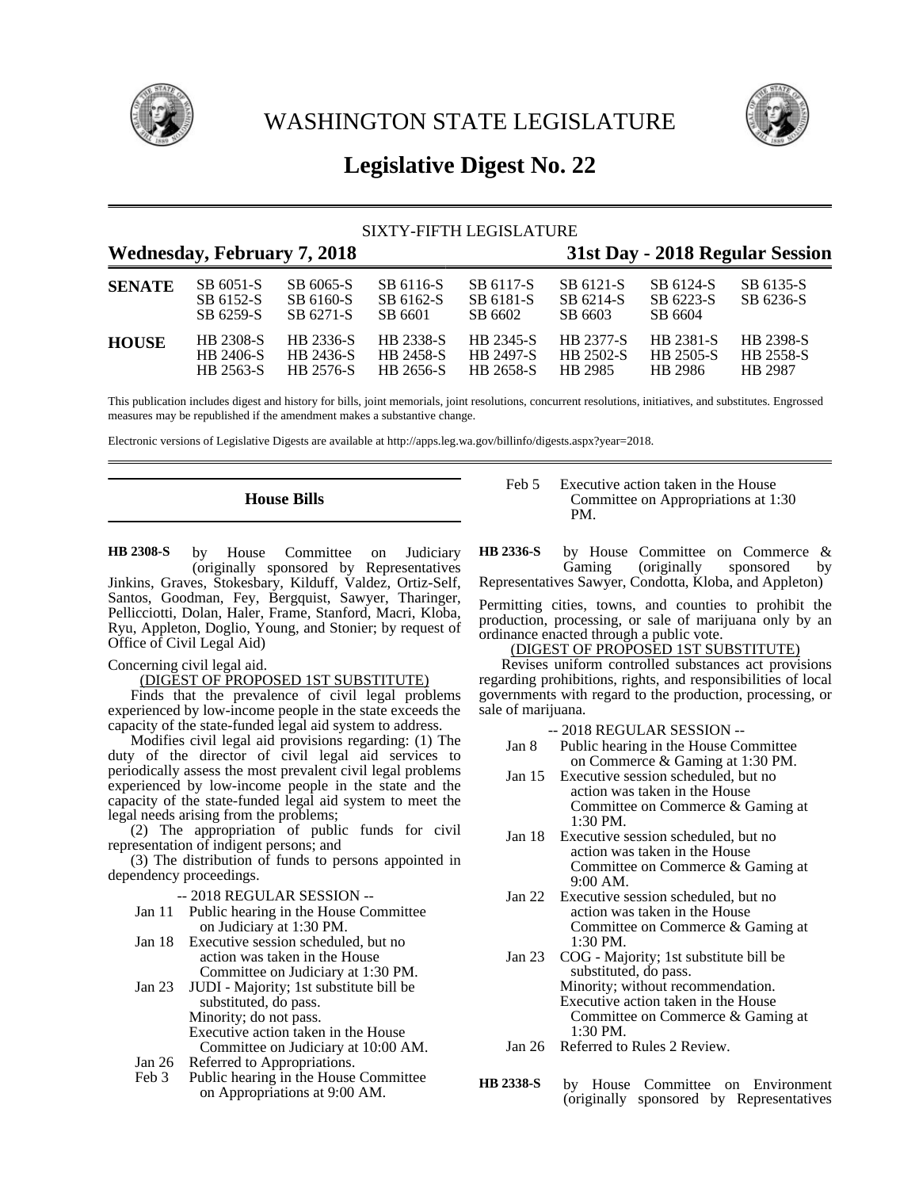# WASHINGTON STATE LEGISLATURE

## Legislative Digest No. 22

SIXTY-FIFTH LEGISLATURE

**Wednesday, February 7, 2018** — **31st Day - 2018 Regular Session**

| | | | | | | | |
|---|---|---|---|---|---|---|---|
| **SENATE** | SB 6051-S | SB 6065-S | SB 6116-S | SB 6117-S | SB 6121-S | SB 6124-S | SB 6135-S |
| | SB 6152-S | SB 6160-S | SB 6162-S | SB 6181-S | SB 6214-S | SB 6223-S | SB 6236-S |
| | SB 6259-S | SB 6271-S | SB 6601 | SB 6602 | SB 6603 | SB 6604 | |
| **HOUSE** | HB 2308-S | HB 2336-S | HB 2338-S | HB 2345-S | HB 2377-S | HB 2381-S | HB 2398-S |
| | HB 2406-S | HB 2436-S | HB 2458-S | HB 2497-S | HB 2502-S | HB 2505-S | HB 2558-S |
| | HB 2563-S | HB 2576-S | HB 2656-S | HB 2658-S | HB 2985 | HB 2986 | HB 2987 |

This publication includes digest and history for bills, joint memorials, joint resolutions, concurrent resolutions, initiatives, and substitutes. Engrossed measures may be republished if the amendment makes a substantive change.

Electronic versions of Legislative Digests are available at http://apps.leg.wa.gov/billinfo/digests.aspx?year=2018.

### House Bills

**HB 2308-S** by House Committee on Judiciary (originally sponsored by Representatives Jinkins, Graves, Stokesbary, Kilduff, Valdez, Ortiz-Self, Santos, Goodman, Fey, Bergquist, Sawyer, Tharinger, Pellicciotti, Dolan, Haler, Frame, Stanford, Macri, Kloba, Ryu, Appleton, Doglio, Young, and Stonier; by request of Office of Civil Legal Aid)

Concerning civil legal aid.

(DIGEST OF PROPOSED 1ST SUBSTITUTE)

Finds that the prevalence of civil legal problems experienced by low-income people in the state exceeds the capacity of the state-funded legal aid system to address.

Modifies civil legal aid provisions regarding: (1) The duty of the director of civil legal aid services to periodically assess the most prevalent civil legal problems experienced by low-income people in the state and the capacity of the state-funded legal aid system to meet the legal needs arising from the problems;

(2) The appropriation of public funds for civil representation of indigent persons; and

(3) The distribution of funds to persons appointed in dependency proceedings.

-- 2018 REGULAR SESSION --

Jan 11 Public hearing in the House Committee on Judiciary at 1:30 PM.

Jan 18 Executive session scheduled, but no action was taken in the House Committee on Judiciary at 1:30 PM.

Jan 23 JUDI - Majority; 1st substitute bill be substituted, do pass.
Minority; do not pass.
Executive action taken in the House Committee on Judiciary at 10:00 AM.

Jan 26 Referred to Appropriations.

Feb 3 Public hearing in the House Committee on Appropriations at 9:00 AM.

Feb 5 Executive action taken in the House Committee on Appropriations at 1:30 PM.

**HB 2336-S** by House Committee on Commerce & Gaming (originally sponsored by Representatives Sawyer, Condotta, Kloba, and Appleton)

Permitting cities, towns, and counties to prohibit the production, processing, or sale of marijuana only by an ordinance enacted through a public vote.

(DIGEST OF PROPOSED 1ST SUBSTITUTE)

Revises uniform controlled substances act provisions regarding prohibitions, rights, and responsibilities of local governments with regard to the production, processing, or sale of marijuana.

-- 2018 REGULAR SESSION --

Jan 8 Public hearing in the House Committee on Commerce & Gaming at 1:30 PM.

Jan 15 Executive session scheduled, but no action was taken in the House Committee on Commerce & Gaming at 1:30 PM.

Jan 18 Executive session scheduled, but no action was taken in the House Committee on Commerce & Gaming at 9:00 AM.

Jan 22 Executive session scheduled, but no action was taken in the House Committee on Commerce & Gaming at 1:30 PM.

Jan 23 COG - Majority; 1st substitute bill be substituted, do pass.
Minority; without recommendation.
Executive action taken in the House Committee on Commerce & Gaming at 1:30 PM.

Jan 26 Referred to Rules 2 Review.

**HB 2338-S** by House Committee on Environment (originally sponsored by Representatives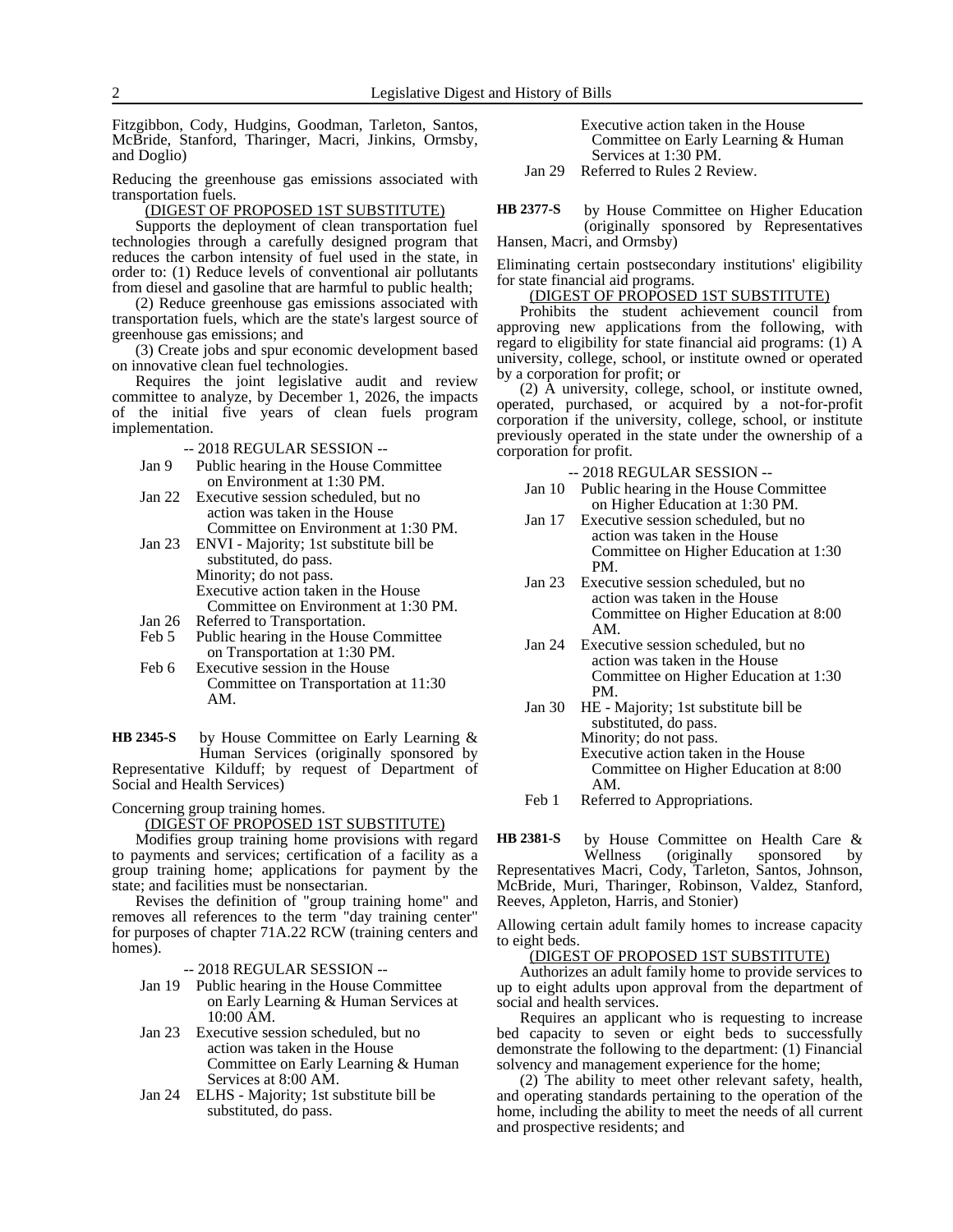Fitzgibbon, Cody, Hudgins, Goodman, Tarleton, Santos, McBride, Stanford, Tharinger, Macri, Jinkins, Ormsby, and Doglio)

Reducing the greenhouse gas emissions associated with transportation fuels.

(DIGEST OF PROPOSED 1ST SUBSTITUTE)

Supports the deployment of clean transportation fuel technologies through a carefully designed program that reduces the carbon intensity of fuel used in the state, in order to: (1) Reduce levels of conventional air pollutants from diesel and gasoline that are harmful to public health;

(2) Reduce greenhouse gas emissions associated with transportation fuels, which are the state's largest source of greenhouse gas emissions; and

(3) Create jobs and spur economic development based on innovative clean fuel technologies.

Requires the joint legislative audit and review committee to analyze, by December 1, 2026, the impacts of the initial five years of clean fuels program implementation.

-- 2018 REGULAR SESSION --

- Jan 9 Public hearing in the House Committee on Environment at 1:30 PM.
- Jan 22 Executive session scheduled, but no action was taken in the House Committee on Environment at 1:30 PM.
- Jan 23 ENVI - Majority; 1st substitute bill be substituted, do pass. Minority; do not pass. Executive action taken in the House Committee on Environment at 1:30 PM.
- Jan 26 Referred to Transportation.
- Feb 5 Public hearing in the House Committee on Transportation at 1:30 PM.
- Feb 6 Executive session in the House Committee on Transportation at 11:30 AM.

**HB 2345-S** by House Committee on Early Learning & Human Services (originally sponsored by Representative Kilduff; by request of Department of Social and Health Services)

Concerning group training homes.

(DIGEST OF PROPOSED 1ST SUBSTITUTE)

Modifies group training home provisions with regard to payments and services; certification of a facility as a group training home; applications for payment by the state; and facilities must be nonsectarian.

Revises the definition of "group training home" and removes all references to the term "day training center" for purposes of chapter 71A.22 RCW (training centers and homes).

-- 2018 REGULAR SESSION --

- Jan 19 Public hearing in the House Committee on Early Learning & Human Services at 10:00 AM.
- Jan 23 Executive session scheduled, but no action was taken in the House Committee on Early Learning & Human Services at 8:00 AM.
- Jan 24 ELHS - Majority; 1st substitute bill be substituted, do pass. Executive action taken in the House Committee on Early Learning & Human Services at 1:30 PM.
- Jan 29 Referred to Rules 2 Review.

**HB 2377-S** by House Committee on Higher Education (originally sponsored by Representatives Hansen, Macri, and Ormsby)

Eliminating certain postsecondary institutions' eligibility for state financial aid programs.

(DIGEST OF PROPOSED 1ST SUBSTITUTE)

Prohibits the student achievement council from approving new applications from the following, with regard to eligibility for state financial aid programs: (1) A university, college, school, or institute owned or operated by a corporation for profit; or

(2) A university, college, school, or institute owned, operated, purchased, or acquired by a not-for-profit corporation if the university, college, school, or institute previously operated in the state under the ownership of a corporation for profit.

-- 2018 REGULAR SESSION --

- Jan 10 Public hearing in the House Committee on Higher Education at 1:30 PM.
- Jan 17 Executive session scheduled, but no action was taken in the House Committee on Higher Education at 1:30 PM.
- Jan 23 Executive session scheduled, but no action was taken in the House Committee on Higher Education at 8:00 AM.
- Jan 24 Executive session scheduled, but no action was taken in the House Committee on Higher Education at 1:30 PM.
- Jan 30 HE - Majority; 1st substitute bill be substituted, do pass. Minority; do not pass. Executive action taken in the House Committee on Higher Education at 8:00 AM.
- Feb 1 Referred to Appropriations.

**HB 2381-S** by House Committee on Health Care & Wellness (originally sponsored by Representatives Macri, Cody, Tarleton, Santos, Johnson, McBride, Muri, Tharinger, Robinson, Valdez, Stanford, Reeves, Appleton, Harris, and Stonier)

Allowing certain adult family homes to increase capacity to eight beds.

(DIGEST OF PROPOSED 1ST SUBSTITUTE)

Authorizes an adult family home to provide services to up to eight adults upon approval from the department of social and health services.

Requires an applicant who is requesting to increase bed capacity to seven or eight beds to successfully demonstrate the following to the department: (1) Financial solvency and management experience for the home;

(2) The ability to meet other relevant safety, health, and operating standards pertaining to the operation of the home, including the ability to meet the needs of all current and prospective residents; and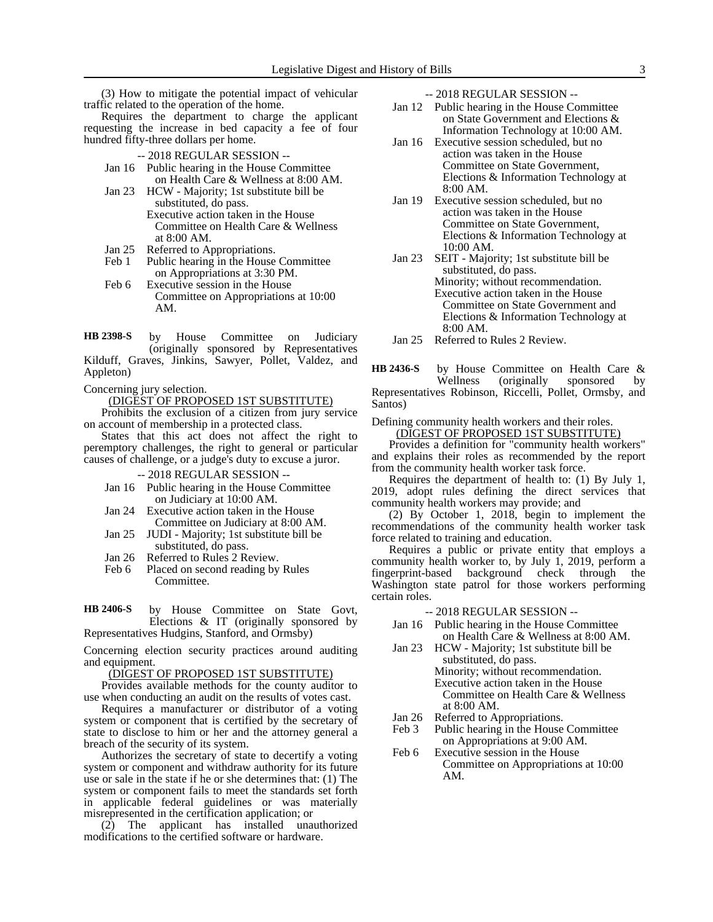(3) How to mitigate the potential impact of vehicular traffic related to the operation of the home.

Requires the department to charge the applicant requesting the increase in bed capacity a fee of four hundred fifty-three dollars per home.

-- 2018 REGULAR SESSION --

- Jan 16 Public hearing in the House Committee on Health Care & Wellness at 8:00 AM.
- Jan 23 HCW - Majority; 1st substitute bill be substituted, do pass. Executive action taken in the House Committee on Health Care & Wellness at 8:00 AM.
- Jan 25 Referred to Appropriations.
- Feb 1 Public hearing in the House Committee on Appropriations at 3:30 PM.
- Feb 6 Executive session in the House Committee on Appropriations at 10:00 AM.

**HB 2398-S** by House Committee on Judiciary (originally sponsored by Representatives Kilduff, Graves, Jinkins, Sawyer, Pollet, Valdez, and Appleton)

Concerning jury selection.

(DIGEST OF PROPOSED 1ST SUBSTITUTE)

Prohibits the exclusion of a citizen from jury service on account of membership in a protected class.

States that this act does not affect the right to peremptory challenges, the right to general or particular causes of challenge, or a judge's duty to excuse a juror.

-- 2018 REGULAR SESSION --

- Jan 16 Public hearing in the House Committee on Judiciary at 10:00 AM.
- Jan 24 Executive action taken in the House Committee on Judiciary at 8:00 AM.
- Jan 25 JUDI - Majority; 1st substitute bill be substituted, do pass.
- Jan 26 Referred to Rules 2 Review.
- Feb 6 Placed on second reading by Rules Committee.

**HB 2406-S** by House Committee on State Govt, Elections & IT (originally sponsored by Representatives Hudgins, Stanford, and Ormsby)

Concerning election security practices around auditing and equipment.

(DIGEST OF PROPOSED 1ST SUBSTITUTE)

Provides available methods for the county auditor to use when conducting an audit on the results of votes cast.

Requires a manufacturer or distributor of a voting system or component that is certified by the secretary of state to disclose to him or her and the attorney general a breach of the security of its system.

Authorizes the secretary of state to decertify a voting system or component and withdraw authority for its future use or sale in the state if he or she determines that: (1) The system or component fails to meet the standards set forth in applicable federal guidelines or was materially misrepresented in the certification application; or

(2) The applicant has installed unauthorized modifications to the certified software or hardware.

-- 2018 REGULAR SESSION --

- Jan 12 Public hearing in the House Committee on State Government and Elections & Information Technology at 10:00 AM.
- Jan 16 Executive session scheduled, but no action was taken in the House Committee on State Government, Elections & Information Technology at 8:00 AM.
- Jan 19 Executive session scheduled, but no action was taken in the House Committee on State Government, Elections & Information Technology at 10:00 AM.
- Jan 23 SEIT - Majority; 1st substitute bill be substituted, do pass. Minority; without recommendation. Executive action taken in the House Committee on State Government and Elections & Information Technology at 8:00 AM.
- Jan 25 Referred to Rules 2 Review.

**HB 2436-S** by House Committee on Health Care & Wellness (originally sponsored by Representatives Robinson, Riccelli, Pollet, Ormsby, and Santos)

Defining community health workers and their roles.

(DIGEST OF PROPOSED 1ST SUBSTITUTE)

Provides a definition for "community health workers" and explains their roles as recommended by the report from the community health worker task force.

Requires the department of health to: (1) By July 1, 2019, adopt rules defining the direct services that community health workers may provide; and

(2) By October 1, 2018, begin to implement the recommendations of the community health worker task force related to training and education.

Requires a public or private entity that employs a community health worker to, by July 1, 2019, perform a fingerprint-based background check through the Washington state patrol for those workers performing certain roles.

-- 2018 REGULAR SESSION --

- Jan 16 Public hearing in the House Committee on Health Care & Wellness at 8:00 AM.
- Jan 23 HCW - Majority; 1st substitute bill be substituted, do pass. Minority; without recommendation. Executive action taken in the House Committee on Health Care & Wellness at 8:00 AM.
- Jan 26 Referred to Appropriations.
- Feb 3 Public hearing in the House Committee on Appropriations at 9:00 AM.
- Feb 6 Executive session in the House Committee on Appropriations at 10:00 AM.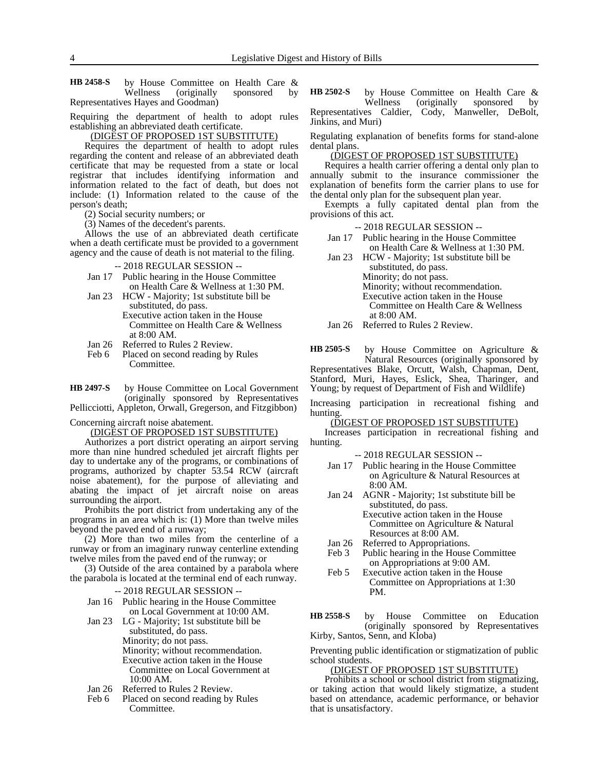**HB 2458-S** by House Committee on Health Care & Wellness (originally sponsored by Representatives Hayes and Goodman)

Requiring the department of health to adopt rules establishing an abbreviated death certificate.

(DIGEST OF PROPOSED 1ST SUBSTITUTE)

Requires the department of health to adopt rules regarding the content and release of an abbreviated death certificate that may be requested from a state or local registrar that includes identifying information and information related to the fact of death, but does not include: (1) Information related to the cause of the person's death;

(2) Social security numbers; or

(3) Names of the decedent's parents.

Allows the use of an abbreviated death certificate when a death certificate must be provided to a government agency and the cause of death is not material to the filing.

-- 2018 REGULAR SESSION --

Jan 17 Public hearing in the House Committee on Health Care & Wellness at 1:30 PM.

Jan 23 HCW - Majority; 1st substitute bill be substituted, do pass.
Executive action taken in the House Committee on Health Care & Wellness at 8:00 AM.

Jan 26 Referred to Rules 2 Review.

Feb 6 Placed on second reading by Rules Committee.

**HB 2497-S** by House Committee on Local Government (originally sponsored by Representatives Pellicciotti, Appleton, Orwall, Gregerson, and Fitzgibbon)

Concerning aircraft noise abatement.

(DIGEST OF PROPOSED 1ST SUBSTITUTE)

Authorizes a port district operating an airport serving more than nine hundred scheduled jet aircraft flights per day to undertake any of the programs, or combinations of programs, authorized by chapter 53.54 RCW (aircraft noise abatement), for the purpose of alleviating and abating the impact of jet aircraft noise on areas surrounding the airport.

Prohibits the port district from undertaking any of the programs in an area which is: (1) More than twelve miles beyond the paved end of a runway;

(2) More than two miles from the centerline of a runway or from an imaginary runway centerline extending twelve miles from the paved end of the runway; or

(3) Outside of the area contained by a parabola where the parabola is located at the terminal end of each runway.

-- 2018 REGULAR SESSION --

Jan 16 Public hearing in the House Committee on Local Government at 10:00 AM.

Jan 23 LG - Majority; 1st substitute bill be substituted, do pass.
Minority; do not pass.
Minority; without recommendation.
Executive action taken in the House Committee on Local Government at 10:00 AM.

Jan 26 Referred to Rules 2 Review.

Feb 6 Placed on second reading by Rules Committee.

**HB 2502-S** by House Committee on Health Care & Wellness (originally sponsored by Representatives Caldier, Cody, Manweller, DeBolt, Jinkins, and Muri)

Regulating explanation of benefits forms for stand-alone dental plans.

(DIGEST OF PROPOSED 1ST SUBSTITUTE)

Requires a health carrier offering a dental only plan to annually submit to the insurance commissioner the explanation of benefits form the carrier plans to use for the dental only plan for the subsequent plan year.

Exempts a fully capitated dental plan from the provisions of this act.

-- 2018 REGULAR SESSION --

Jan 17 Public hearing in the House Committee on Health Care & Wellness at 1:30 PM.

Jan 23 HCW - Majority; 1st substitute bill be substituted, do pass.
Minority; do not pass.
Minority; without recommendation.
Executive action taken in the House Committee on Health Care & Wellness at 8:00 AM.

Jan 26 Referred to Rules 2 Review.

**HB 2505-S** by House Committee on Agriculture & Natural Resources (originally sponsored by Representatives Blake, Orcutt, Walsh, Chapman, Dent, Stanford, Muri, Hayes, Eslick, Shea, Tharinger, and Young; by request of Department of Fish and Wildlife)

Increasing participation in recreational fishing and hunting.

(DIGEST OF PROPOSED 1ST SUBSTITUTE)

Increases participation in recreational fishing and hunting.

-- 2018 REGULAR SESSION --

Jan 17 Public hearing in the House Committee on Agriculture & Natural Resources at 8:00 AM.

Jan 24 AGNR - Majority; 1st substitute bill be substituted, do pass.
Executive action taken in the House Committee on Agriculture & Natural Resources at 8:00 AM.

Jan 26 Referred to Appropriations.

Feb 3 Public hearing in the House Committee on Appropriations at 9:00 AM.

Feb 5 Executive action taken in the House Committee on Appropriations at 1:30 PM.

**HB 2558-S** by House Committee on Education (originally sponsored by Representatives Kirby, Santos, Senn, and Kloba)

Preventing public identification or stigmatization of public school students.

(DIGEST OF PROPOSED 1ST SUBSTITUTE)

Prohibits a school or school district from stigmatizing, or taking action that would likely stigmatize, a student based on attendance, academic performance, or behavior that is unsatisfactory.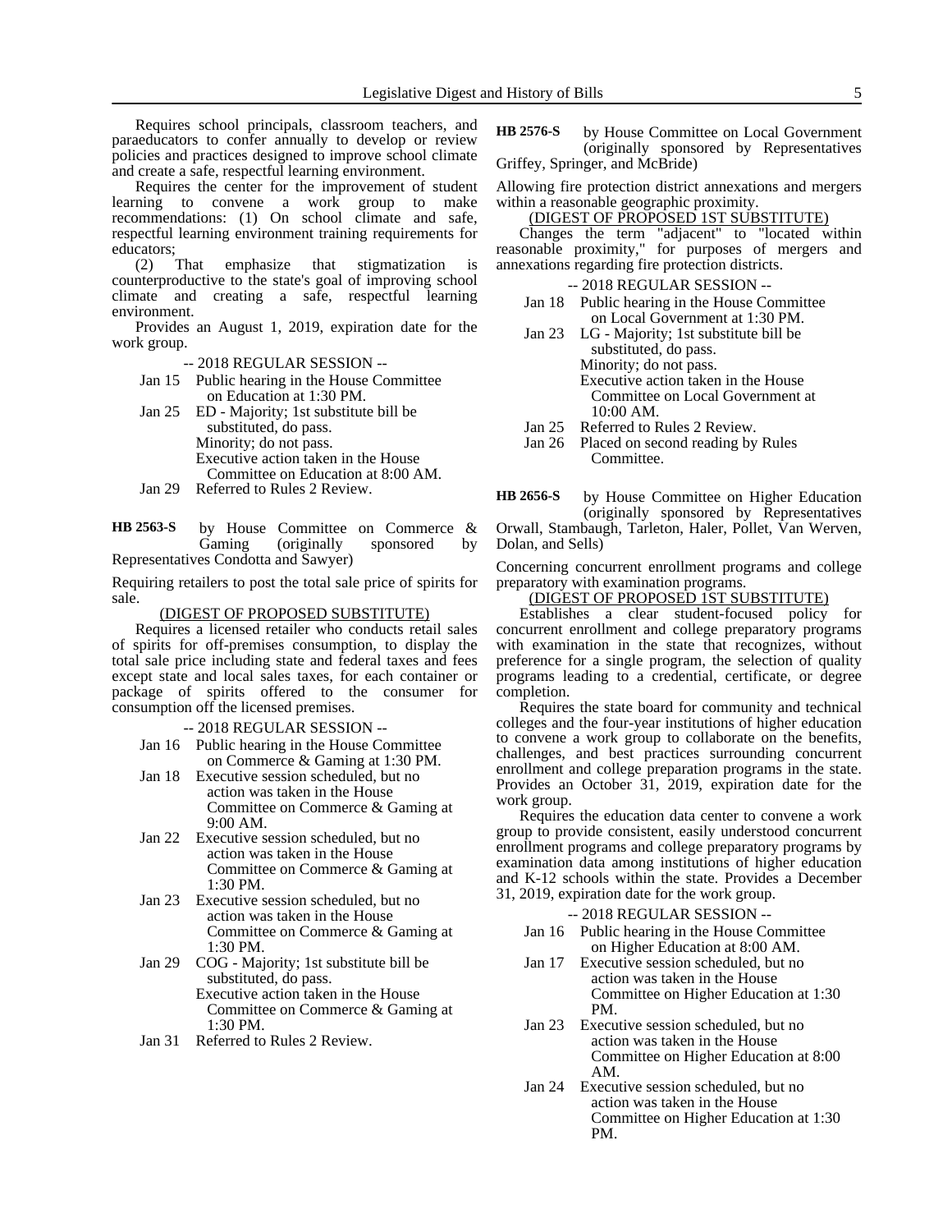Requires school principals, classroom teachers, and paraeducators to confer annually to develop or review policies and practices designed to improve school climate and create a safe, respectful learning environment.

Requires the center for the improvement of student learning to convene a work group to make recommendations: (1) On school climate and safe, respectful learning environment training requirements for educators;

(2) That emphasize that stigmatization is counterproductive to the state's goal of improving school climate and creating a safe, respectful learning environment.

Provides an August 1, 2019, expiration date for the work group.

-- 2018 REGULAR SESSION --

Jan 15 Public hearing in the House Committee on Education at 1:30 PM.
Jan 25 ED - Majority; 1st substitute bill be substituted, do pass.
Minority; do not pass.
Executive action taken in the House Committee on Education at 8:00 AM.
Jan 29 Referred to Rules 2 Review.

**HB 2563-S** by House Committee on Commerce & Gaming (originally sponsored by Representatives Condotta and Sawyer)

Requiring retailers to post the total sale price of spirits for sale.

(DIGEST OF PROPOSED SUBSTITUTE)

Requires a licensed retailer who conducts retail sales of spirits for off-premises consumption, to display the total sale price including state and federal taxes and fees except state and local sales taxes, for each container or package of spirits offered to the consumer for consumption off the licensed premises.

-- 2018 REGULAR SESSION --

Jan 16 Public hearing in the House Committee on Commerce & Gaming at 1:30 PM.
Jan 18 Executive session scheduled, but no action was taken in the House Committee on Commerce & Gaming at 9:00 AM.
Jan 22 Executive session scheduled, but no action was taken in the House Committee on Commerce & Gaming at 1:30 PM.
Jan 23 Executive session scheduled, but no action was taken in the House Committee on Commerce & Gaming at 1:30 PM.
Jan 29 COG - Majority; 1st substitute bill be substituted, do pass.
Executive action taken in the House Committee on Commerce & Gaming at 1:30 PM.
Jan 31 Referred to Rules 2 Review.

**HB 2576-S** by House Committee on Local Government (originally sponsored by Representatives Griffey, Springer, and McBride)

Allowing fire protection district annexations and mergers within a reasonable geographic proximity.

(DIGEST OF PROPOSED 1ST SUBSTITUTE)

Changes the term "adjacent" to "located within reasonable proximity," for purposes of mergers and annexations regarding fire protection districts.

-- 2018 REGULAR SESSION --

Jan 18 Public hearing in the House Committee on Local Government at 1:30 PM.
Jan 23 LG - Majority; 1st substitute bill be substituted, do pass.
Minority; do not pass.
Executive action taken in the House Committee on Local Government at 10:00 AM.
Jan 25 Referred to Rules 2 Review.
Jan 26 Placed on second reading by Rules Committee.

**HB 2656-S** by House Committee on Higher Education (originally sponsored by Representatives Orwall, Stambaugh, Tarleton, Haler, Pollet, Van Werven, Dolan, and Sells)

Concerning concurrent enrollment programs and college preparatory with examination programs.

(DIGEST OF PROPOSED 1ST SUBSTITUTE)

Establishes a clear student-focused policy for concurrent enrollment and college preparatory programs with examination in the state that recognizes, without preference for a single program, the selection of quality programs leading to a credential, certificate, or degree completion.

Requires the state board for community and technical colleges and the four-year institutions of higher education to convene a work group to collaborate on the benefits, challenges, and best practices surrounding concurrent enrollment and college preparation programs in the state. Provides an October 31, 2019, expiration date for the work group.

Requires the education data center to convene a work group to provide consistent, easily understood concurrent enrollment programs and college preparatory programs by examination data among institutions of higher education and K-12 schools within the state. Provides a December 31, 2019, expiration date for the work group.

-- 2018 REGULAR SESSION --

Jan 16 Public hearing in the House Committee on Higher Education at 8:00 AM.
Jan 17 Executive session scheduled, but no action was taken in the House Committee on Higher Education at 1:30 PM.
Jan 23 Executive session scheduled, but no action was taken in the House Committee on Higher Education at 8:00 AM.
Jan 24 Executive session scheduled, but no action was taken in the House Committee on Higher Education at 1:30 PM.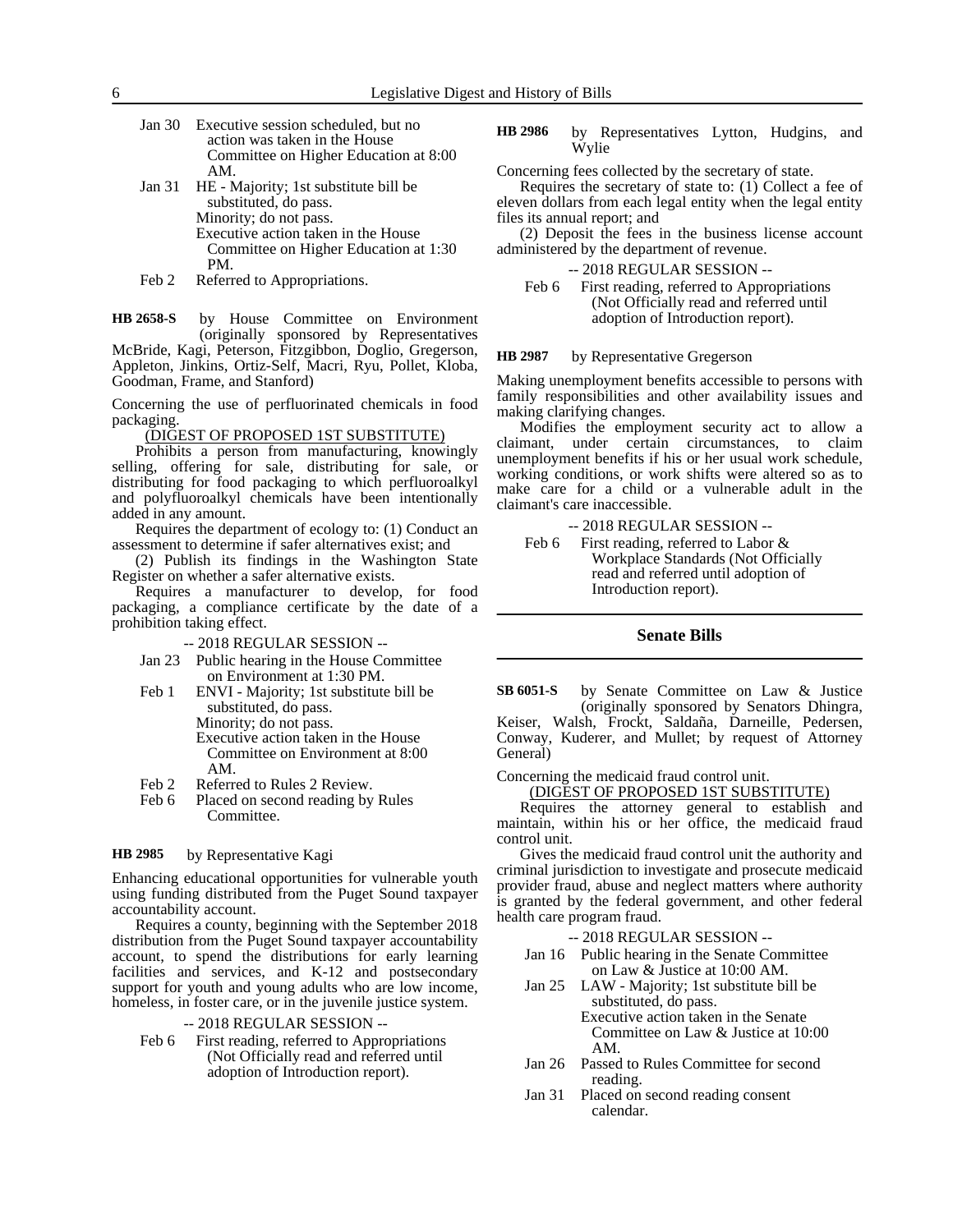- Jan 30 Executive session scheduled, but no action was taken in the House Committee on Higher Education at 8:00 AM.
- Jan 31 HE - Majority; 1st substitute bill be substituted, do pass.
  Minority; do not pass.
  Executive action taken in the House Committee on Higher Education at 1:30 PM.
- Feb 2 Referred to Appropriations.

**HB 2658-S** by House Committee on Environment (originally sponsored by Representatives McBride, Kagi, Peterson, Fitzgibbon, Doglio, Gregerson, Appleton, Jinkins, Ortiz-Self, Macri, Ryu, Pollet, Kloba, Goodman, Frame, and Stanford)

Concerning the use of perfluorinated chemicals in food packaging.

(DIGEST OF PROPOSED 1ST SUBSTITUTE)

Prohibits a person from manufacturing, knowingly selling, offering for sale, distributing for sale, or distributing for food packaging to which perfluoroalkyl and polyfluoroalkyl chemicals have been intentionally added in any amount.

Requires the department of ecology to: (1) Conduct an assessment to determine if safer alternatives exist; and

(2) Publish its findings in the Washington State Register on whether a safer alternative exists.

Requires a manufacturer to develop, for food packaging, a compliance certificate by the date of a prohibition taking effect.

-- 2018 REGULAR SESSION --

- Jan 23 Public hearing in the House Committee on Environment at 1:30 PM.
- Feb 1 ENVI - Majority; 1st substitute bill be substituted, do pass.
  Minority; do not pass.
  Executive action taken in the House Committee on Environment at 8:00 AM.
- Feb 2 Referred to Rules 2 Review.
- Feb 6 Placed on second reading by Rules Committee.

**HB 2985** by Representative Kagi

Enhancing educational opportunities for vulnerable youth using funding distributed from the Puget Sound taxpayer accountability account.

Requires a county, beginning with the September 2018 distribution from the Puget Sound taxpayer accountability account, to spend the distributions for early learning facilities and services, and K-12 and postsecondary support for youth and young adults who are low income, homeless, in foster care, or in the juvenile justice system.

-- 2018 REGULAR SESSION --

- Feb 6 First reading, referred to Appropriations (Not Officially read and referred until adoption of Introduction report).

**HB 2986** by Representatives Lytton, Hudgins, and Wylie

Concerning fees collected by the secretary of state.

Requires the secretary of state to: (1) Collect a fee of eleven dollars from each legal entity when the legal entity files its annual report; and

(2) Deposit the fees in the business license account administered by the department of revenue.

-- 2018 REGULAR SESSION --

- Feb 6 First reading, referred to Appropriations (Not Officially read and referred until adoption of Introduction report).

**HB 2987** by Representative Gregerson

Making unemployment benefits accessible to persons with family responsibilities and other availability issues and making clarifying changes.

Modifies the employment security act to allow a claimant, under certain circumstances, to claim unemployment benefits if his or her usual work schedule, working conditions, or work shifts were altered so as to make care for a child or a vulnerable adult in the claimant's care inaccessible.

-- 2018 REGULAR SESSION --

- Feb 6 First reading, referred to Labor & Workplace Standards (Not Officially read and referred until adoption of Introduction report).

## Senate Bills

**SB 6051-S** by Senate Committee on Law & Justice (originally sponsored by Senators Dhingra, Keiser, Walsh, Frockt, Saldaña, Darneille, Pedersen, Conway, Kuderer, and Mullet; by request of Attorney General)

Concerning the medicaid fraud control unit.

(DIGEST OF PROPOSED 1ST SUBSTITUTE)

Requires the attorney general to establish and maintain, within his or her office, the medicaid fraud control unit.

Gives the medicaid fraud control unit the authority and criminal jurisdiction to investigate and prosecute medicaid provider fraud, abuse and neglect matters where authority is granted by the federal government, and other federal health care program fraud.

-- 2018 REGULAR SESSION --

- Jan 16 Public hearing in the Senate Committee on Law & Justice at 10:00 AM.
- Jan 25 LAW - Majority; 1st substitute bill be substituted, do pass.
  Executive action taken in the Senate Committee on Law & Justice at 10:00 AM.
- Jan 26 Passed to Rules Committee for second reading.
- Jan 31 Placed on second reading consent calendar.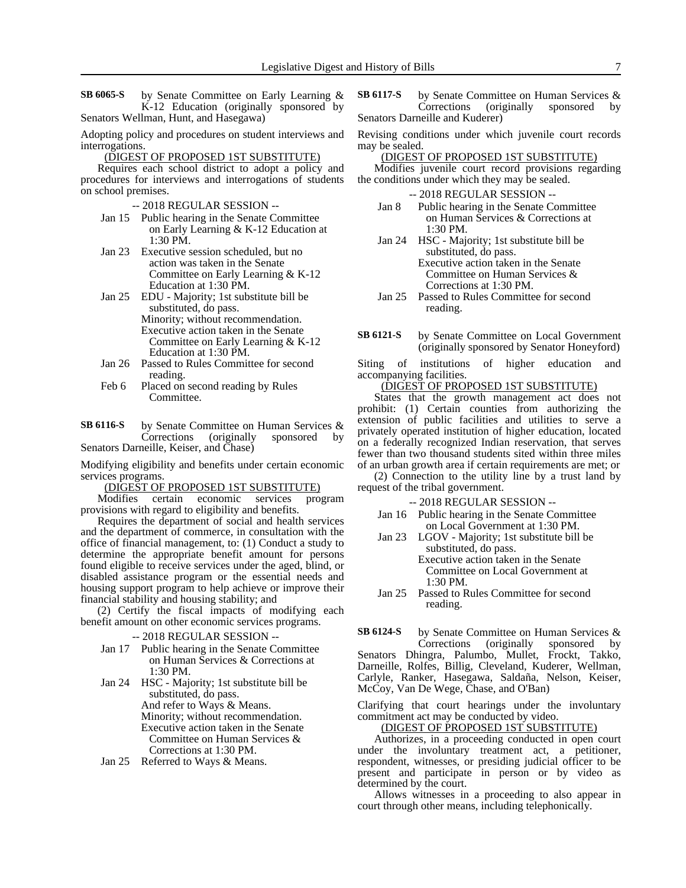**SB 6065-S** by Senate Committee on Early Learning & K-12 Education (originally sponsored by Senators Wellman, Hunt, and Hasegawa)

Adopting policy and procedures on student interviews and interrogations.

(DIGEST OF PROPOSED 1ST SUBSTITUTE)

Requires each school district to adopt a policy and procedures for interviews and interrogations of students on school premises.

-- 2018 REGULAR SESSION --

- Jan 15 Public hearing in the Senate Committee on Early Learning & K-12 Education at 1:30 PM.
- Jan 23 Executive session scheduled, but no action was taken in the Senate Committee on Early Learning & K-12 Education at 1:30 PM.
- Jan 25 EDU - Majority; 1st substitute bill be substituted, do pass.
  Minority; without recommendation.
  Executive action taken in the Senate Committee on Early Learning & K-12 Education at 1:30 PM.
- Jan 26 Passed to Rules Committee for second reading.
- Feb 6 Placed on second reading by Rules Committee.

**SB 6116-S** by Senate Committee on Human Services & Corrections (originally sponsored by Senators Darneille, Keiser, and Chase)

Modifying eligibility and benefits under certain economic services programs.

(DIGEST OF PROPOSED 1ST SUBSTITUTE)

Modifies certain economic services program provisions with regard to eligibility and benefits.

Requires the department of social and health services and the department of commerce, in consultation with the office of financial management, to: (1) Conduct a study to determine the appropriate benefit amount for persons found eligible to receive services under the aged, blind, or disabled assistance program or the essential needs and housing support program to help achieve or improve their financial stability and housing stability; and

(2) Certify the fiscal impacts of modifying each benefit amount on other economic services programs.

-- 2018 REGULAR SESSION --

- Jan 17 Public hearing in the Senate Committee on Human Services & Corrections at 1:30 PM.
- Jan 24 HSC - Majority; 1st substitute bill be substituted, do pass.
  And refer to Ways & Means.
  Minority; without recommendation.
  Executive action taken in the Senate Committee on Human Services & Corrections at 1:30 PM.
- Jan 25 Referred to Ways & Means.

**SB 6117-S** by Senate Committee on Human Services & Corrections (originally sponsored by Senators Darneille and Kuderer)

Revising conditions under which juvenile court records may be sealed.

(DIGEST OF PROPOSED 1ST SUBSTITUTE)

Modifies juvenile court record provisions regarding the conditions under which they may be sealed.

-- 2018 REGULAR SESSION --

- Jan 8 Public hearing in the Senate Committee on Human Services & Corrections at 1:30 PM.
- Jan 24 HSC - Majority; 1st substitute bill be substituted, do pass.
  Executive action taken in the Senate Committee on Human Services & Corrections at 1:30 PM.
- Jan 25 Passed to Rules Committee for second reading.

**SB 6121-S** by Senate Committee on Local Government (originally sponsored by Senator Honeyford)

Siting of institutions of higher education and accompanying facilities.

(DIGEST OF PROPOSED 1ST SUBSTITUTE)

States that the growth management act does not prohibit: (1) Certain counties from authorizing the extension of public facilities and utilities to serve a privately operated institution of higher education, located on a federally recognized Indian reservation, that serves fewer than two thousand students sited within three miles of an urban growth area if certain requirements are met; or

(2) Connection to the utility line by a trust land by request of the tribal government.

-- 2018 REGULAR SESSION --

- Jan 16 Public hearing in the Senate Committee on Local Government at 1:30 PM.
- Jan 23 LGOV - Majority; 1st substitute bill be substituted, do pass.
  Executive action taken in the Senate Committee on Local Government at 1:30 PM.
- Jan 25 Passed to Rules Committee for second reading.

**SB 6124-S** by Senate Committee on Human Services & Corrections (originally sponsored by Senators Dhingra, Palumbo, Mullet, Frockt, Takko, Darneille, Rolfes, Billig, Cleveland, Kuderer, Wellman, Carlyle, Ranker, Hasegawa, Saldaña, Nelson, Keiser, McCoy, Van De Wege, Chase, and O'Ban)

Clarifying that court hearings under the involuntary commitment act may be conducted by video.

(DIGEST OF PROPOSED 1ST SUBSTITUTE)

Authorizes, in a proceeding conducted in open court under the involuntary treatment act, a petitioner, respondent, witnesses, or presiding judicial officer to be present and participate in person or by video as determined by the court.

Allows witnesses in a proceeding to also appear in court through other means, including telephonically.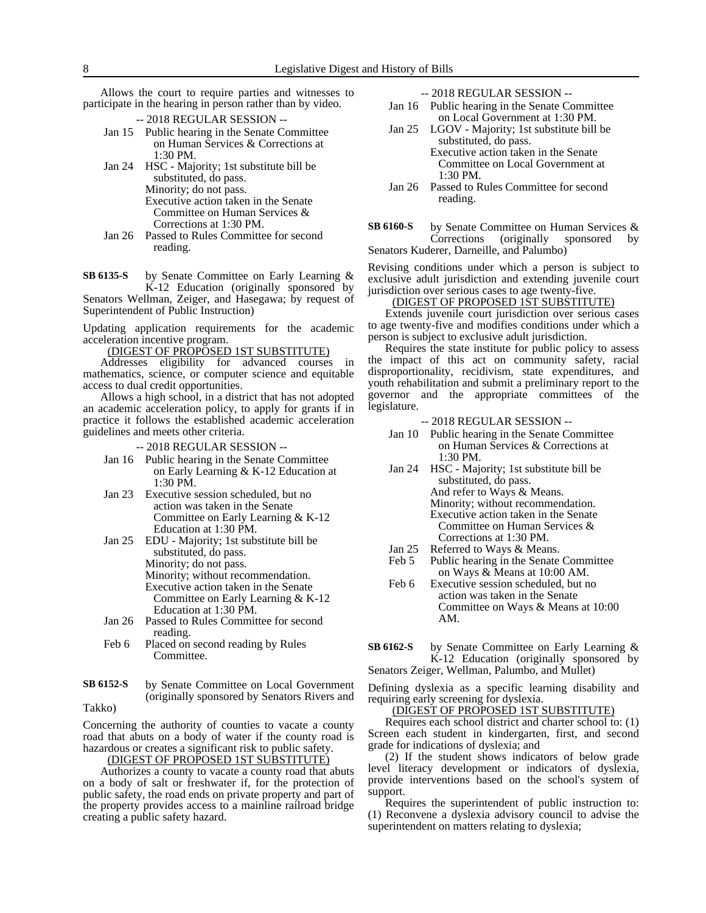Allows the court to require parties and witnesses to participate in the hearing in person rather than by video.

-- 2018 REGULAR SESSION --

Jan 15 Public hearing in the Senate Committee on Human Services & Corrections at 1:30 PM.

Jan 24 HSC - Majority; 1st substitute bill be substituted, do pass.
Minority; do not pass.
Executive action taken in the Senate Committee on Human Services & Corrections at 1:30 PM.

Jan 26 Passed to Rules Committee for second reading.

**SB 6135-S** by Senate Committee on Early Learning & K-12 Education (originally sponsored by Senators Wellman, Zeiger, and Hasegawa; by request of Superintendent of Public Instruction)

Updating application requirements for the academic acceleration incentive program.

(DIGEST OF PROPOSED 1ST SUBSTITUTE)

Addresses eligibility for advanced courses in mathematics, science, or computer science and equitable access to dual credit opportunities.

Allows a high school, in a district that has not adopted an academic acceleration policy, to apply for grants if in practice it follows the established academic acceleration guidelines and meets other criteria.

-- 2018 REGULAR SESSION --

Jan 16 Public hearing in the Senate Committee on Early Learning & K-12 Education at 1:30 PM.

Jan 23 Executive session scheduled, but no action was taken in the Senate Committee on Early Learning & K-12 Education at 1:30 PM.

Jan 25 EDU - Majority; 1st substitute bill be substituted, do pass.
Minority; do not pass.
Minority; without recommendation.
Executive action taken in the Senate Committee on Early Learning & K-12 Education at 1:30 PM.

Jan 26 Passed to Rules Committee for second reading.

Feb 6 Placed on second reading by Rules Committee.

**SB 6152-S** by Senate Committee on Local Government (originally sponsored by Senators Rivers and Takko)

Concerning the authority of counties to vacate a county road that abuts on a body of water if the county road is hazardous or creates a significant risk to public safety.

(DIGEST OF PROPOSED 1ST SUBSTITUTE)

Authorizes a county to vacate a county road that abuts on a body of salt or freshwater if, for the protection of public safety, the road ends on private property and part of the property provides access to a mainline railroad bridge creating a public safety hazard.

-- 2018 REGULAR SESSION --

Jan 16 Public hearing in the Senate Committee on Local Government at 1:30 PM.

Jan 25 LGOV - Majority; 1st substitute bill be substituted, do pass.
Executive action taken in the Senate Committee on Local Government at 1:30 PM.

Jan 26 Passed to Rules Committee for second reading.

**SB 6160-S** by Senate Committee on Human Services & Corrections (originally sponsored by Senators Kuderer, Darneille, and Palumbo)

Revising conditions under which a person is subject to exclusive adult jurisdiction and extending juvenile court jurisdiction over serious cases to age twenty-five.

(DIGEST OF PROPOSED 1ST SUBSTITUTE)

Extends juvenile court jurisdiction over serious cases to age twenty-five and modifies conditions under which a person is subject to exclusive adult jurisdiction.

Requires the state institute for public policy to assess the impact of this act on community safety, racial disproportionality, recidivism, state expenditures, and youth rehabilitation and submit a preliminary report to the governor and the appropriate committees of the legislature.

-- 2018 REGULAR SESSION --

Jan 10 Public hearing in the Senate Committee on Human Services & Corrections at 1:30 PM.

Jan 24 HSC - Majority; 1st substitute bill be substituted, do pass.
And refer to Ways & Means.
Minority; without recommendation.
Executive action taken in the Senate Committee on Human Services & Corrections at 1:30 PM.

Jan 25 Referred to Ways & Means.

Feb 5 Public hearing in the Senate Committee on Ways & Means at 10:00 AM.

Feb 6 Executive session scheduled, but no action was taken in the Senate Committee on Ways & Means at 10:00 AM.

**SB 6162-S** by Senate Committee on Early Learning & K-12 Education (originally sponsored by Senators Zeiger, Wellman, Palumbo, and Mullet)

Defining dyslexia as a specific learning disability and requiring early screening for dyslexia.

(DIGEST OF PROPOSED 1ST SUBSTITUTE)

Requires each school district and charter school to: (1) Screen each student in kindergarten, first, and second grade for indications of dyslexia; and

(2) If the student shows indicators of below grade level literacy development or indicators of dyslexia, provide interventions based on the school's system of support.

Requires the superintendent of public instruction to: (1) Reconvene a dyslexia advisory council to advise the superintendent on matters relating to dyslexia;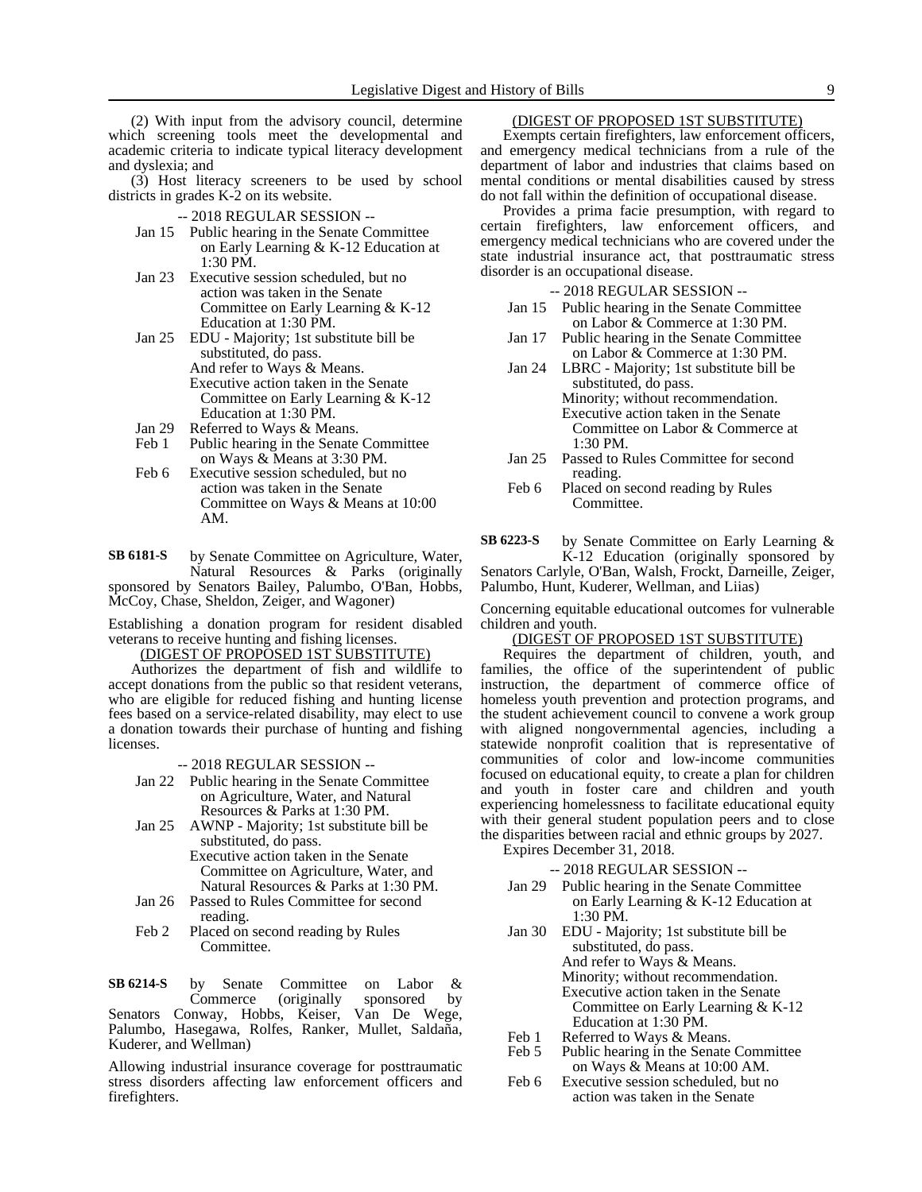(2) With input from the advisory council, determine which screening tools meet the developmental and academic criteria to indicate typical literacy development and dyslexia; and

(3) Host literacy screeners to be used by school districts in grades K-2 on its website.

-- 2018 REGULAR SESSION --

- Jan 15 Public hearing in the Senate Committee on Early Learning & K-12 Education at 1:30 PM.
- Jan 23 Executive session scheduled, but no action was taken in the Senate Committee on Early Learning & K-12 Education at 1:30 PM.
- Jan 25 EDU - Majority; 1st substitute bill be substituted, do pass. And refer to Ways & Means. Executive action taken in the Senate Committee on Early Learning & K-12 Education at 1:30 PM.
- Jan 29 Referred to Ways & Means.
- Feb 1 Public hearing in the Senate Committee on Ways & Means at 3:30 PM.
- Feb 6 Executive session scheduled, but no action was taken in the Senate Committee on Ways & Means at 10:00 AM.

**SB 6181-S** by Senate Committee on Agriculture, Water, Natural Resources & Parks (originally sponsored by Senators Bailey, Palumbo, O'Ban, Hobbs, McCoy, Chase, Sheldon, Zeiger, and Wagoner)

Establishing a donation program for resident disabled veterans to receive hunting and fishing licenses.

(DIGEST OF PROPOSED 1ST SUBSTITUTE)

Authorizes the department of fish and wildlife to accept donations from the public so that resident veterans, who are eligible for reduced fishing and hunting license fees based on a service-related disability, may elect to use a donation towards their purchase of hunting and fishing licenses.

-- 2018 REGULAR SESSION --

- Jan 22 Public hearing in the Senate Committee on Agriculture, Water, and Natural Resources & Parks at 1:30 PM.
- Jan 25 AWNP - Majority; 1st substitute bill be substituted, do pass. Executive action taken in the Senate Committee on Agriculture, Water, and Natural Resources & Parks at 1:30 PM.
- Jan 26 Passed to Rules Committee for second reading.
- Feb 2 Placed on second reading by Rules Committee.

**SB 6214-S** by Senate Committee on Labor & Commerce (originally sponsored by Senators Conway, Hobbs, Keiser, Van De Wege, Palumbo, Hasegawa, Rolfes, Ranker, Mullet, Saldaña, Kuderer, and Wellman)

Allowing industrial insurance coverage for posttraumatic stress disorders affecting law enforcement officers and firefighters.

(DIGEST OF PROPOSED 1ST SUBSTITUTE)

Exempts certain firefighters, law enforcement officers, and emergency medical technicians from a rule of the department of labor and industries that claims based on mental conditions or mental disabilities caused by stress do not fall within the definition of occupational disease.

Provides a prima facie presumption, with regard to certain firefighters, law enforcement officers, and emergency medical technicians who are covered under the state industrial insurance act, that posttraumatic stress disorder is an occupational disease.

-- 2018 REGULAR SESSION --

- Jan 15 Public hearing in the Senate Committee on Labor & Commerce at 1:30 PM.
- Jan 17 Public hearing in the Senate Committee on Labor & Commerce at 1:30 PM.
- Jan 24 LBRC - Majority; 1st substitute bill be substituted, do pass. Minority; without recommendation. Executive action taken in the Senate Committee on Labor & Commerce at 1:30 PM.
- Jan 25 Passed to Rules Committee for second reading.
- Feb 6 Placed on second reading by Rules Committee.

**SB 6223-S** by Senate Committee on Early Learning & K-12 Education (originally sponsored by Senators Carlyle, O'Ban, Walsh, Frockt, Darneille, Zeiger, Palumbo, Hunt, Kuderer, Wellman, and Liias)

Concerning equitable educational outcomes for vulnerable children and youth.

(DIGEST OF PROPOSED 1ST SUBSTITUTE)

Requires the department of children, youth, and families, the office of the superintendent of public instruction, the department of commerce office of homeless youth prevention and protection programs, and the student achievement council to convene a work group with aligned nongovernmental agencies, including a statewide nonprofit coalition that is representative of communities of color and low-income communities focused on educational equity, to create a plan for children and youth in foster care and children and youth experiencing homelessness to facilitate educational equity with their general student population peers and to close the disparities between racial and ethnic groups by 2027.

Expires December 31, 2018.

-- 2018 REGULAR SESSION --

- Jan 29 Public hearing in the Senate Committee on Early Learning & K-12 Education at 1:30 PM.
- Jan 30 EDU - Majority; 1st substitute bill be substituted, do pass. And refer to Ways & Means. Minority; without recommendation. Executive action taken in the Senate Committee on Early Learning & K-12 Education at 1:30 PM.
- Feb 1 Referred to Ways & Means.
- Feb 5 Public hearing in the Senate Committee on Ways & Means at 10:00 AM.
- Feb 6 Executive session scheduled, but no action was taken in the Senate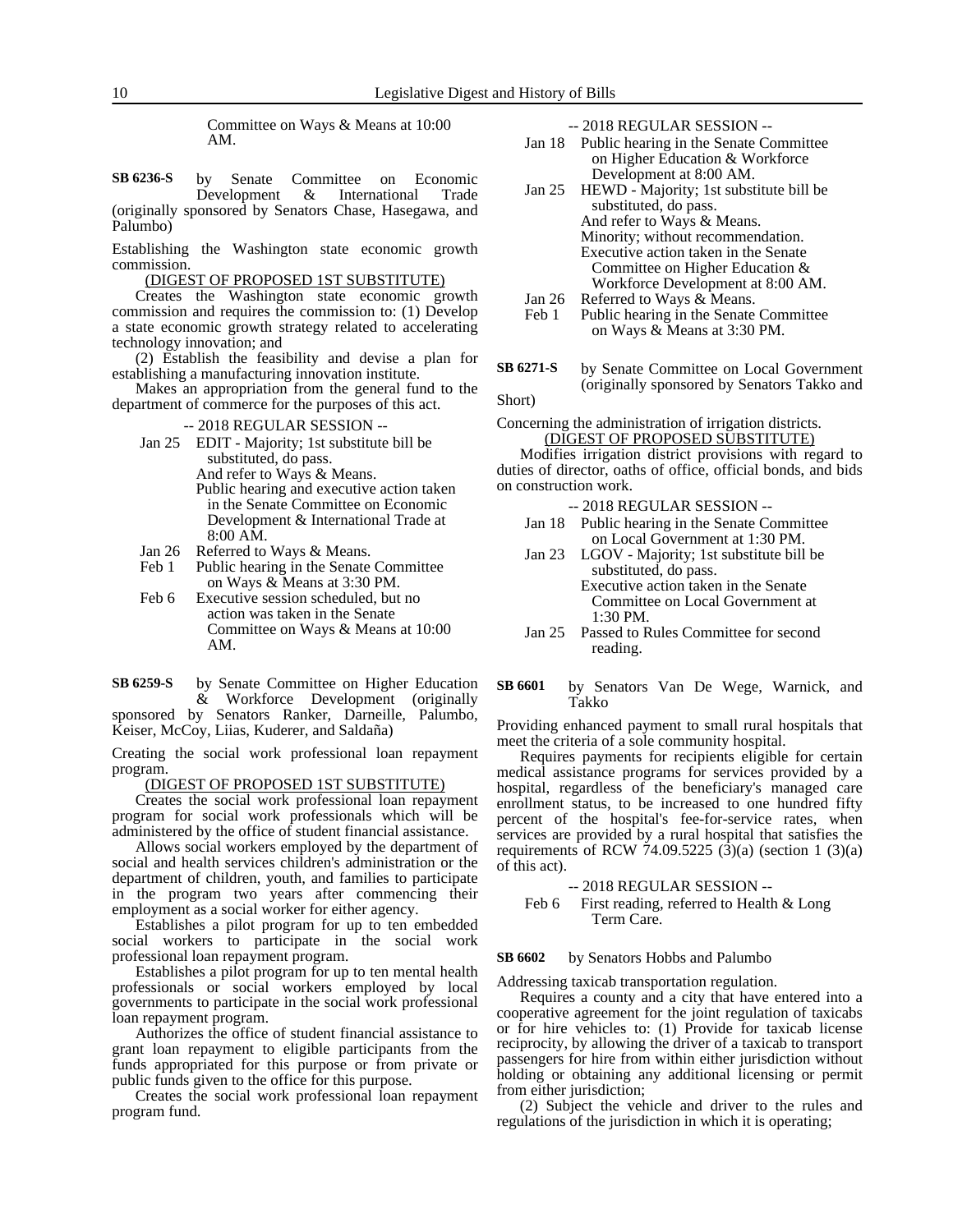Committee on Ways & Means at 10:00 AM.

**SB 6236-S** by Senate Committee on Economic Development & International Trade (originally sponsored by Senators Chase, Hasegawa, and Palumbo)

Establishing the Washington state economic growth commission.

(DIGEST OF PROPOSED 1ST SUBSTITUTE)

Creates the Washington state economic growth commission and requires the commission to: (1) Develop a state economic growth strategy related to accelerating technology innovation; and

(2) Establish the feasibility and devise a plan for establishing a manufacturing innovation institute.

Makes an appropriation from the general fund to the department of commerce for the purposes of this act.

-- 2018 REGULAR SESSION --

Jan 25 EDIT - Majority; 1st substitute bill be substituted, do pass.
And refer to Ways & Means.
Public hearing and executive action taken in the Senate Committee on Economic Development & International Trade at 8:00 AM.

Jan 26 Referred to Ways & Means.

Feb 1 Public hearing in the Senate Committee on Ways & Means at 3:30 PM.

Feb 6 Executive session scheduled, but no action was taken in the Senate Committee on Ways & Means at 10:00 AM.

**SB 6259-S** by Senate Committee on Higher Education & Workforce Development (originally sponsored by Senators Ranker, Darneille, Palumbo, Keiser, McCoy, Liias, Kuderer, and Saldaña)

Creating the social work professional loan repayment program.

(DIGEST OF PROPOSED 1ST SUBSTITUTE)

Creates the social work professional loan repayment program for social work professionals which will be administered by the office of student financial assistance.

Allows social workers employed by the department of social and health services children's administration or the department of children, youth, and families to participate in the program two years after commencing their employment as a social worker for either agency.

Establishes a pilot program for up to ten embedded social workers to participate in the social work professional loan repayment program.

Establishes a pilot program for up to ten mental health professionals or social workers employed by local governments to participate in the social work professional loan repayment program.

Authorizes the office of student financial assistance to grant loan repayment to eligible participants from the funds appropriated for this purpose or from private or public funds given to the office for this purpose.

Creates the social work professional loan repayment program fund.

-- 2018 REGULAR SESSION --

Jan 18 Public hearing in the Senate Committee on Higher Education & Workforce Development at 8:00 AM.

Jan 25 HEWD - Majority; 1st substitute bill be substituted, do pass.
And refer to Ways & Means.
Minority; without recommendation.
Executive action taken in the Senate Committee on Higher Education & Workforce Development at 8:00 AM.

Jan 26 Referred to Ways & Means.

Feb 1 Public hearing in the Senate Committee on Ways & Means at 3:30 PM.

**SB 6271-S** by Senate Committee on Local Government (originally sponsored by Senators Takko and Short)

Concerning the administration of irrigation districts.

(DIGEST OF PROPOSED SUBSTITUTE)

Modifies irrigation district provisions with regard to duties of director, oaths of office, official bonds, and bids on construction work.

-- 2018 REGULAR SESSION --

Jan 18 Public hearing in the Senate Committee on Local Government at 1:30 PM.

Jan 23 LGOV - Majority; 1st substitute bill be substituted, do pass.
Executive action taken in the Senate Committee on Local Government at 1:30 PM.

Jan 25 Passed to Rules Committee for second reading.

**SB 6601** by Senators Van De Wege, Warnick, and Takko

Providing enhanced payment to small rural hospitals that meet the criteria of a sole community hospital.

Requires payments for recipients eligible for certain medical assistance programs for services provided by a hospital, regardless of the beneficiary's managed care enrollment status, to be increased to one hundred fifty percent of the hospital's fee-for-service rates, when services are provided by a rural hospital that satisfies the requirements of RCW 74.09.5225 (3)(a) (section 1 (3)(a) of this act).

-- 2018 REGULAR SESSION --

Feb 6 First reading, referred to Health & Long Term Care.

**SB 6602** by Senators Hobbs and Palumbo

Addressing taxicab transportation regulation.

Requires a county and a city that have entered into a cooperative agreement for the joint regulation of taxicabs or for hire vehicles to: (1) Provide for taxicab license reciprocity, by allowing the driver of a taxicab to transport passengers for hire from within either jurisdiction without holding or obtaining any additional licensing or permit from either jurisdiction;

(2) Subject the vehicle and driver to the rules and regulations of the jurisdiction in which it is operating;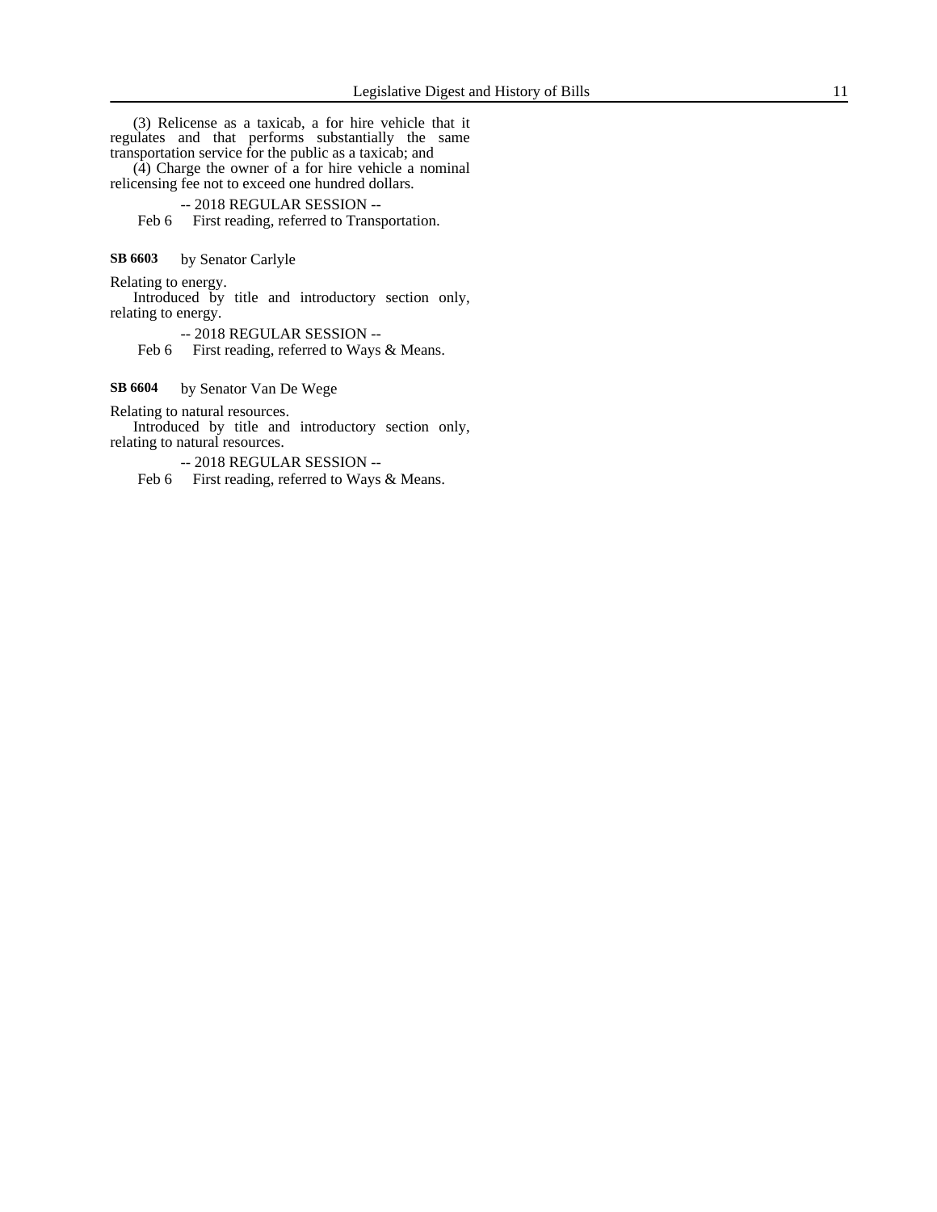(3) Relicense as a taxicab, a for hire vehicle that it regulates and that performs substantially the same transportation service for the public as a taxicab; and

(4) Charge the owner of a for hire vehicle a nominal relicensing fee not to exceed one hundred dollars.

-- 2018 REGULAR SESSION --

Feb 6 First reading, referred to Transportation.

**SB 6603** by Senator Carlyle

Relating to energy.

Introduced by title and introductory section only, relating to energy.

-- 2018 REGULAR SESSION --

Feb 6 First reading, referred to Ways & Means.

**SB 6604** by Senator Van De Wege

Relating to natural resources.

Introduced by title and introductory section only, relating to natural resources.

-- 2018 REGULAR SESSION --

Feb 6 First reading, referred to Ways & Means.